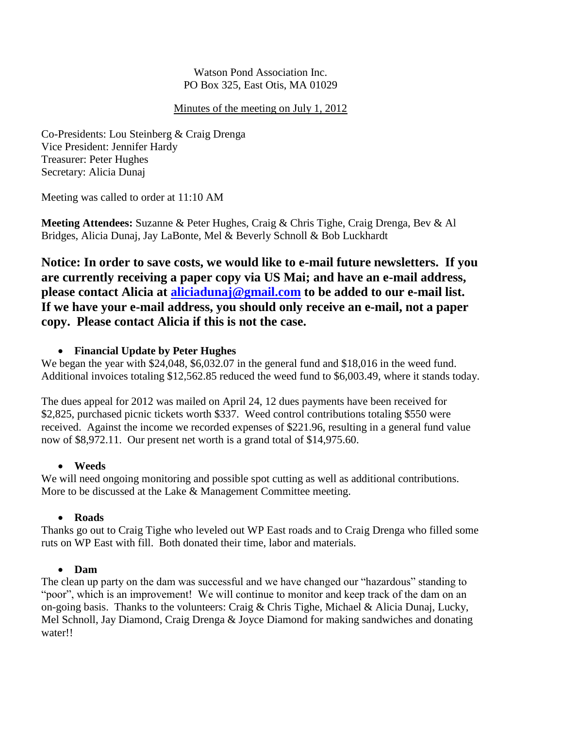Watson Pond Association Inc.
PO Box 325, East Otis, MA 01029

Minutes of the meeting on July 1, 2012

Co-Presidents: Lou Steinberg & Craig Drenga
Vice President: Jennifer Hardy
Treasurer: Peter Hughes
Secretary: Alicia Dunaj

Meeting was called to order at 11:10 AM

**Meeting Attendees:** Suzanne & Peter Hughes, Craig & Chris Tighe, Craig Drenga, Bev & Al Bridges, Alicia Dunaj, Jay LaBonte, Mel & Beverly Schnoll & Bob Luckhardt

**Notice: In order to save costs, we would like to e-mail future newsletters. If you are currently receiving a paper copy via US Mai; and have an e-mail address, please contact Alicia at [aliciadunaj@gmail.com](mailto:aliciadunaj@gmail.com) to be added to our e-mail list. If we have your e-mail address, you should only receive an e-mail, not a paper copy. Please contact Alicia if this is not the case.**

- **Financial Update by Peter Hughes**

We began the year with $24,048, $6,032.07 in the general fund and $18,016 in the weed fund. Additional invoices totaling $12,562.85 reduced the weed fund to $6,003.49, where it stands today.

The dues appeal for 2012 was mailed on April 24, 12 dues payments have been received for $2,825, purchased picnic tickets worth $337. Weed control contributions totaling $550 were received. Against the income we recorded expenses of $221.96, resulting in a general fund value now of $8,972.11. Our present net worth is a grand total of $14,975.60.

- **Weeds**

We will need ongoing monitoring and possible spot cutting as well as additional contributions. More to be discussed at the Lake & Management Committee meeting.

- **Roads**

Thanks go out to Craig Tighe who leveled out WP East roads and to Craig Drenga who filled some ruts on WP East with fill. Both donated their time, labor and materials.

- **Dam**

The clean up party on the dam was successful and we have changed our "hazardous" standing to "poor", which is an improvement! We will continue to monitor and keep track of the dam on an on-going basis. Thanks to the volunteers: Craig & Chris Tighe, Michael & Alicia Dunaj, Lucky, Mel Schnoll, Jay Diamond, Craig Drenga & Joyce Diamond for making sandwiches and donating water!!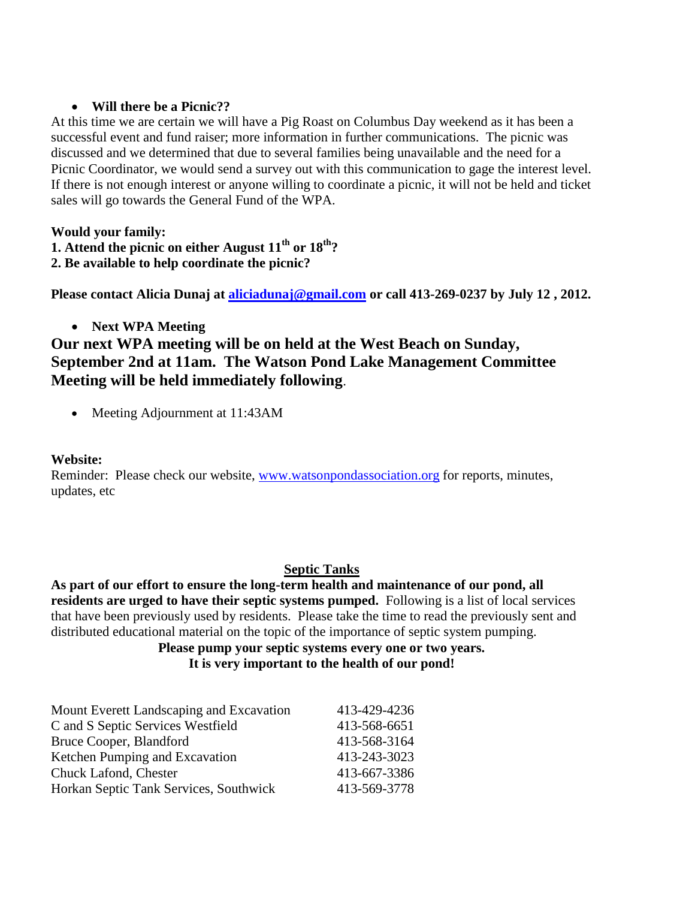- **Will there be a Picnic??**

At this time we are certain we will have a Pig Roast on Columbus Day weekend as it has been a successful event and fund raiser; more information in further communications. The picnic was discussed and we determined that due to several families being unavailable and the need for a Picnic Coordinator, we would send a survey out with this communication to gage the interest level. If there is not enough interest or anyone willing to coordinate a picnic, it will not be held and ticket sales will go towards the General Fund of the WPA.

**Would your family:**
**1. Attend the picnic on either August 11th or 18th?**
**2. Be available to help coordinate the picnic?**

**Please contact Alicia Dunaj at aliciadunaj@gmail.com or call 413-269-0237 by July 12 , 2012.**

- **Next WPA Meeting**

**Our next WPA meeting will be on held at the West Beach on Sunday, September 2nd at 11am. The Watson Pond Lake Management Committee Meeting will be held immediately following**.

- Meeting Adjournment at 11:43AM

**Website:**
Reminder: Please check our website, www.watsonpondassociation.org for reports, minutes, updates, etc

## Septic Tanks

**As part of our effort to ensure the long-term health and maintenance of our pond, all residents are urged to have their septic systems pumped.** Following is a list of local services that have been previously used by residents. Please take the time to read the previously sent and distributed educational material on the topic of the importance of septic system pumping.

**Please pump your septic systems every one or two years.**
**It is very important to the health of our pond!**

| | |
|---|---|
| Mount Everett Landscaping and Excavation | 413-429-4236 |
| C and S Septic Services Westfield | 413-568-6651 |
| Bruce Cooper, Blandford | 413-568-3164 |
| Ketchen Pumping and Excavation | 413-243-3023 |
| Chuck Lafond, Chester | 413-667-3386 |
| Horkan Septic Tank Services, Southwick | 413-569-3778 |